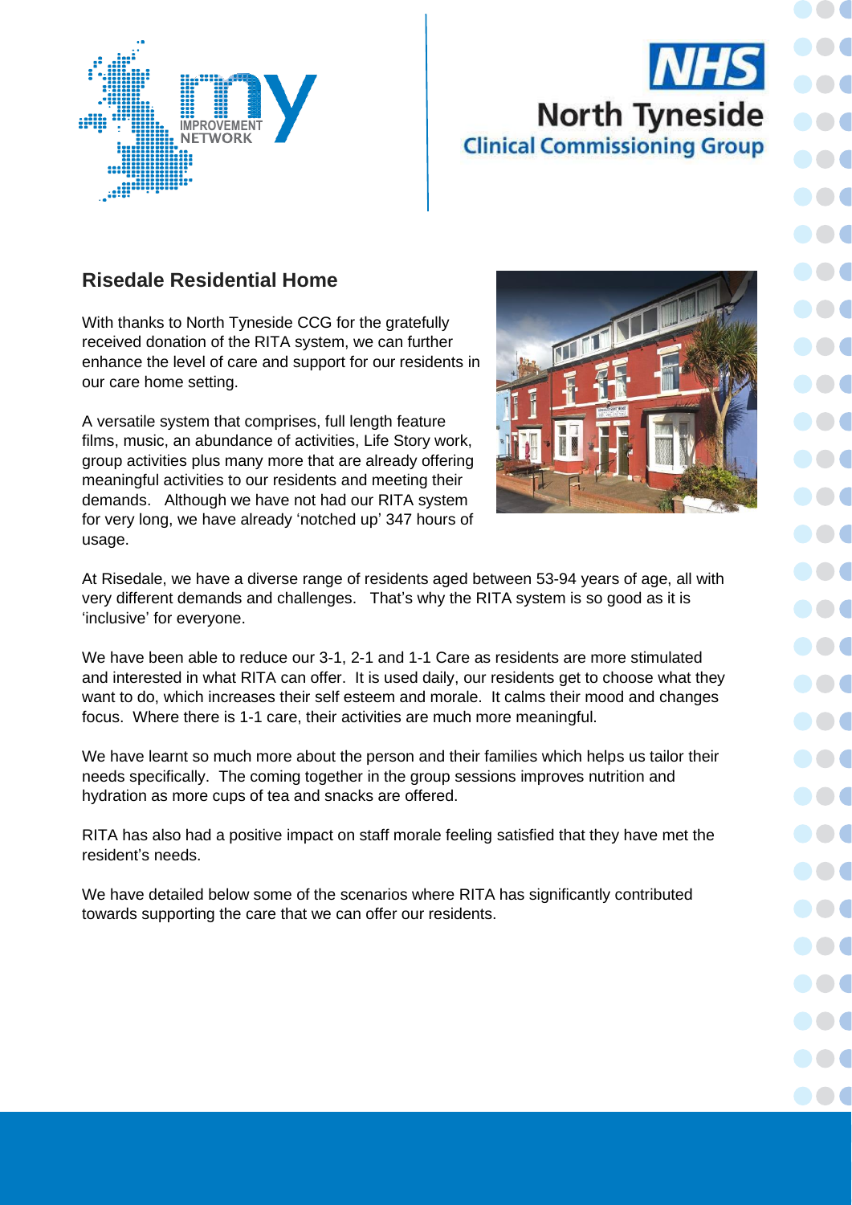## Risedale Residential Home

With thanks to North Tyneside CCG for the gratefully received donation of the RITA system, we can further enhance the level of care and support for our residents in our care home setting.

A versatile system that comprises, full length feature films, music, an abundance of activities, Life Story work, group activities plus many more that are already offering meaningful activities to our residents and meeting their demands. Although we have not had our RITA system for very long, we have already 'notched up' 347 hours of usage.

At Risedale, we have a diverse range of residents aged between 53-94 years of age, all with very different demands and challenges. That's why the RITA system is so good as it is 'inclusive' for everyone.

We have been able to reduce our 3-1, 2-1 and 1-1 Care as residents are more stimulated and interested in what RITA can offer. It is used daily, our residents get to choose what they want to do, which increases their self esteem and morale. It calms their mood and changes focus. Where there is 1-1 care, their activities are much more meaningful.

We have learnt so much more about the person and their families which helps us tailor their needs specifically. The coming together in the group sessions improves nutrition and hydration as more cups of tea and snacks are offered.

RITA has also had a positive impact on staff morale feeling satisfied that they have met the resident's needs.

We have detailed below some of the scenarios where RITA has significantly contributed towards supporting the care that we can offer our residents.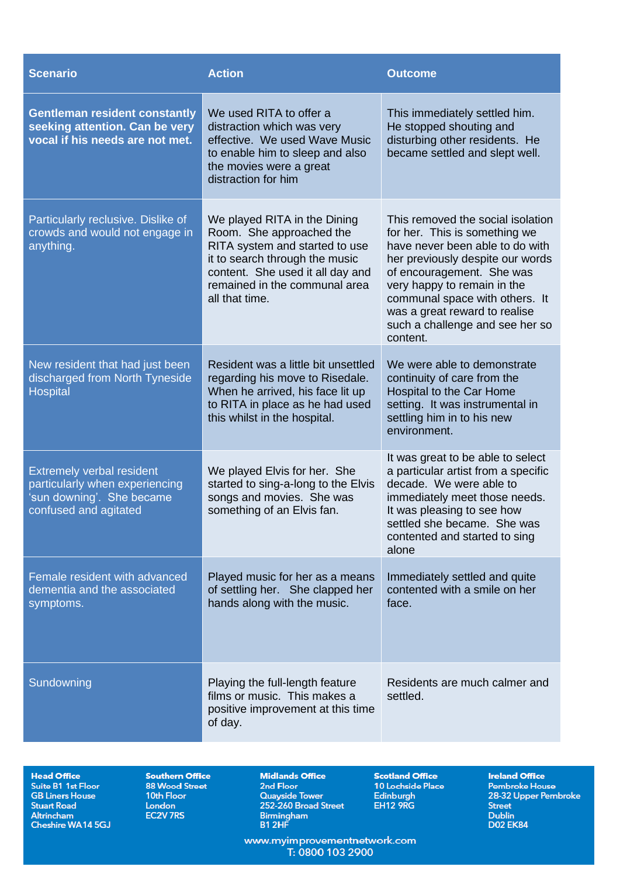| Scenario | Action | Outcome |
|---|---|---|
| **Gentleman resident constantly seeking attention. Can be very vocal if his needs are not met.** | We used RITA to offer a distraction which was very effective. We used Wave Music to enable him to sleep and also the movies were a great distraction for him | This immediately settled him. He stopped shouting and disturbing other residents. He became settled and slept well. |
| Particularly reclusive. Dislike of crowds and would not engage in anything. | We played RITA in the Dining Room. She approached the RITA system and started to use it to search through the music content. She used it all day and remained in the communal area all that time. | This removed the social isolation for her. This is something we have never been able to do with her previously despite our words of encouragement. She was very happy to remain in the communal space with others. It was a great reward to realise such a challenge and see her so content. |
| New resident that had just been discharged from North Tyneside Hospital | Resident was a little bit unsettled regarding his move to Risedale. When he arrived, his face lit up to RITA in place as he had used this whilst in the hospital. | We were able to demonstrate continuity of care from the Hospital to the Car Home setting. It was instrumental in settling him in to his new environment. |
| Extremely verbal resident particularly when experiencing 'sun downing'. She became confused and agitated | We played Elvis for her. She started to sing-a-long to the Elvis songs and movies. She was something of an Elvis fan. | It was great to be able to select a particular artist from a specific decade. We were able to immediately meet those needs. It was pleasing to see how settled she became. She was contented and started to sing alone |
| Female resident with advanced dementia and the associated symptoms. | Played music for her as a means of settling her. She clapped her hands along with the music. | Immediately settled and quite contented with a smile on her face. |
| Sundowning | Playing the full-length feature films or music. This makes a positive improvement at this time of day. | Residents are much calmer and settled. |

**Head Office**
Suite B1 1st Floor
GB Liners House
Stuart Road
Altrincham
Cheshire WA14 5GJ

**Southern Office**
88 Wood Street
10th Floor
London
EC2V 7RS

**Midlands Office**
2nd Floor
Quayside Tower
252-260 Broad Street
Birmingham
B1 2HF

**Scotland Office**
10 Lochside Place
Edinburgh
EH12 9RG

**Ireland Office**
Pembroke House
28-32 Upper Pembroke Street
Dublin
D02 EK84

www.myimprovementnetwork.com
T: 0800 103 2900